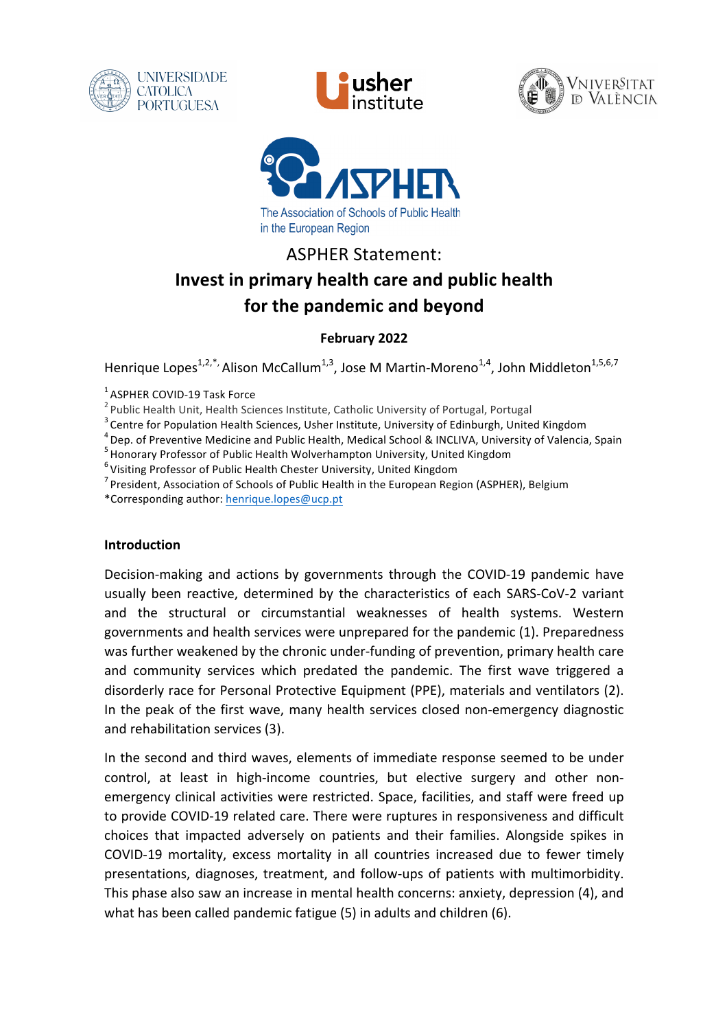ASPHER Statement:

# Invest in primary health care and public health for the pandemic and beyond

**February 2022**

Henrique Lopes[1,2,*], Alison McCallum[1,3], Jose M Martin-Moreno[1,4], John Middleton[1,5,6,7]

[1] ASPHER COVID-19 Task Force
[2] Public Health Unit, Health Sciences Institute, Catholic University of Portugal, Portugal
[3] Centre for Population Health Sciences, Usher Institute, University of Edinburgh, United Kingdom
[4] Dep. of Preventive Medicine and Public Health, Medical School & INCLIVA, University of Valencia, Spain
[5] Honorary Professor of Public Health Wolverhampton University, United Kingdom
[6] Visiting Professor of Public Health Chester University, United Kingdom
[7] President, Association of Schools of Public Health in the European Region (ASPHER), Belgium
*Corresponding author: henrique.lopes@ucp.pt

## Introduction

Decision-making and actions by governments through the COVID-19 pandemic have usually been reactive, determined by the characteristics of each SARS-CoV-2 variant and the structural or circumstantial weaknesses of health systems. Western governments and health services were unprepared for the pandemic (1). Preparedness was further weakened by the chronic under-funding of prevention, primary health care and community services which predated the pandemic. The first wave triggered a disorderly race for Personal Protective Equipment (PPE), materials and ventilators (2). In the peak of the first wave, many health services closed non-emergency diagnostic and rehabilitation services (3).

In the second and third waves, elements of immediate response seemed to be under control, at least in high-income countries, but elective surgery and other non-emergency clinical activities were restricted. Space, facilities, and staff were freed up to provide COVID-19 related care. There were ruptures in responsiveness and difficult choices that impacted adversely on patients and their families. Alongside spikes in COVID-19 mortality, excess mortality in all countries increased due to fewer timely presentations, diagnoses, treatment, and follow-ups of patients with multimorbidity. This phase also saw an increase in mental health concerns: anxiety, depression (4), and what has been called pandemic fatigue (5) in adults and children (6).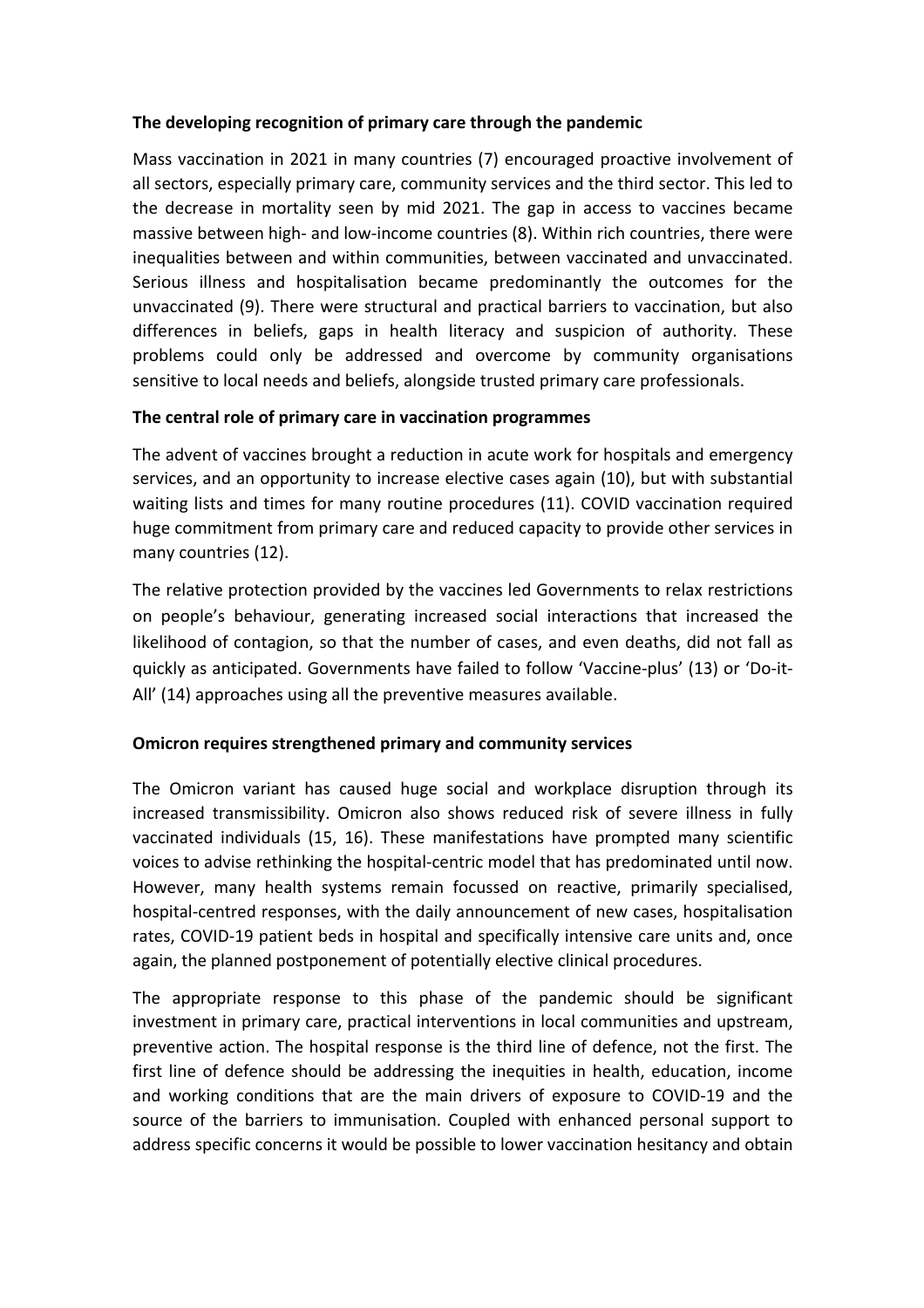**The developing recognition of primary care through the pandemic**

Mass vaccination in 2021 in many countries (7) encouraged proactive involvement of all sectors, especially primary care, community services and the third sector. This led to the decrease in mortality seen by mid 2021. The gap in access to vaccines became massive between high- and low-income countries (8). Within rich countries, there were inequalities between and within communities, between vaccinated and unvaccinated. Serious illness and hospitalisation became predominantly the outcomes for the unvaccinated (9). There were structural and practical barriers to vaccination, but also differences in beliefs, gaps in health literacy and suspicion of authority. These problems could only be addressed and overcome by community organisations sensitive to local needs and beliefs, alongside trusted primary care professionals.

**The central role of primary care in vaccination programmes**

The advent of vaccines brought a reduction in acute work for hospitals and emergency services, and an opportunity to increase elective cases again (10), but with substantial waiting lists and times for many routine procedures (11). COVID vaccination required huge commitment from primary care and reduced capacity to provide other services in many countries (12).

The relative protection provided by the vaccines led Governments to relax restrictions on people's behaviour, generating increased social interactions that increased the likelihood of contagion, so that the number of cases, and even deaths, did not fall as quickly as anticipated. Governments have failed to follow 'Vaccine-plus' (13) or 'Do-it-All' (14) approaches using all the preventive measures available.

**Omicron requires strengthened primary and community services**

The Omicron variant has caused huge social and workplace disruption through its increased transmissibility. Omicron also shows reduced risk of severe illness in fully vaccinated individuals (15, 16). These manifestations have prompted many scientific voices to advise rethinking the hospital-centric model that has predominated until now. However, many health systems remain focussed on reactive, primarily specialised, hospital-centred responses, with the daily announcement of new cases, hospitalisation rates, COVID-19 patient beds in hospital and specifically intensive care units and, once again, the planned postponement of potentially elective clinical procedures.

The appropriate response to this phase of the pandemic should be significant investment in primary care, practical interventions in local communities and upstream, preventive action. The hospital response is the third line of defence, not the first. The first line of defence should be addressing the inequities in health, education, income and working conditions that are the main drivers of exposure to COVID-19 and the source of the barriers to immunisation. Coupled with enhanced personal support to address specific concerns it would be possible to lower vaccination hesitancy and obtain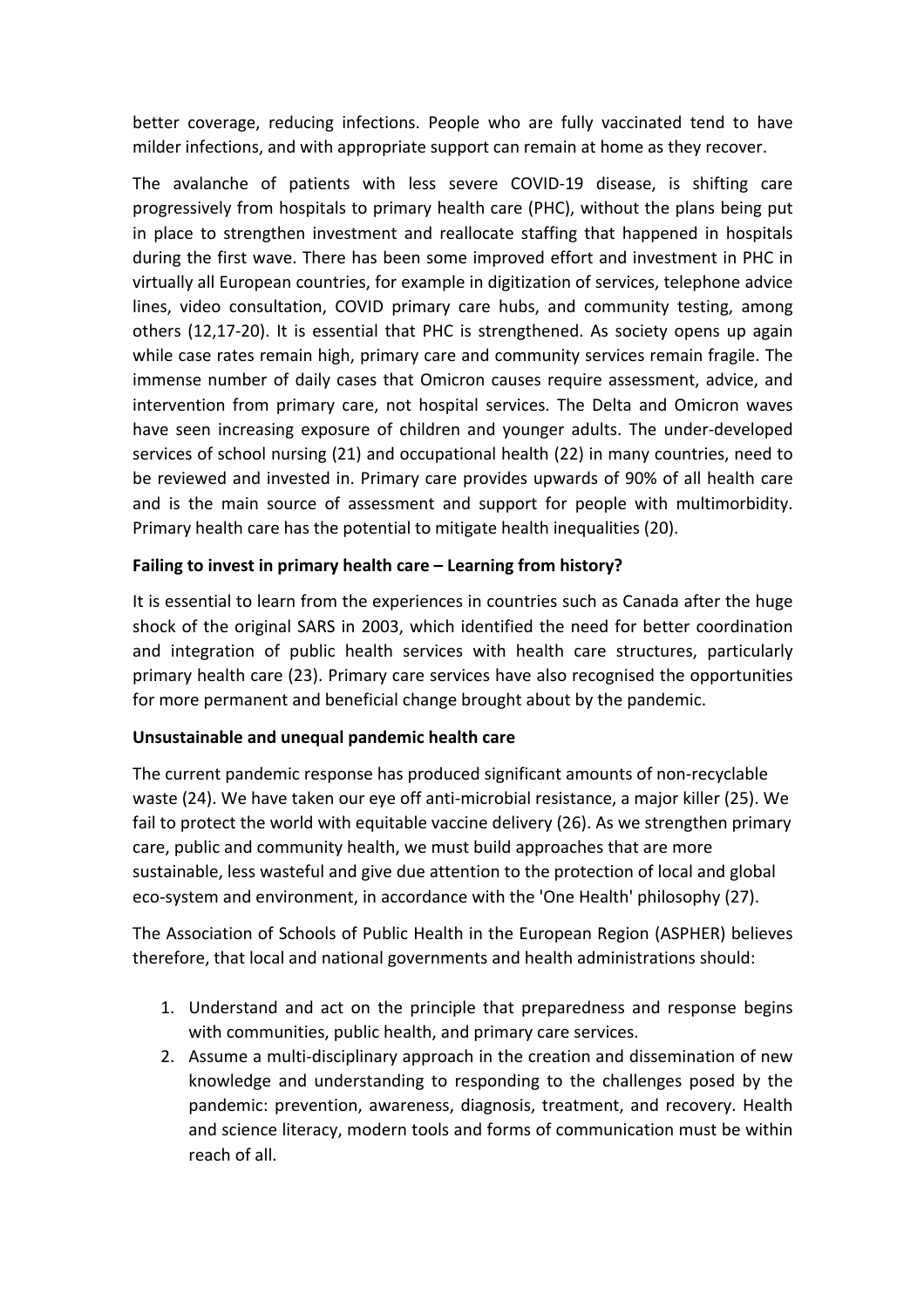better coverage, reducing infections. People who are fully vaccinated tend to have milder infections, and with appropriate support can remain at home as they recover.

The avalanche of patients with less severe COVID-19 disease, is shifting care progressively from hospitals to primary health care (PHC), without the plans being put in place to strengthen investment and reallocate staffing that happened in hospitals during the first wave. There has been some improved effort and investment in PHC in virtually all European countries, for example in digitization of services, telephone advice lines, video consultation, COVID primary care hubs, and community testing, among others (12,17-20). It is essential that PHC is strengthened. As society opens up again while case rates remain high, primary care and community services remain fragile. The immense number of daily cases that Omicron causes require assessment, advice, and intervention from primary care, not hospital services. The Delta and Omicron waves have seen increasing exposure of children and younger adults. The under-developed services of school nursing (21) and occupational health (22) in many countries, need to be reviewed and invested in. Primary care provides upwards of 90% of all health care and is the main source of assessment and support for people with multimorbidity. Primary health care has the potential to mitigate health inequalities (20).

**Failing to invest in primary health care – Learning from history?**

It is essential to learn from the experiences in countries such as Canada after the huge shock of the original SARS in 2003, which identified the need for better coordination and integration of public health services with health care structures, particularly primary health care (23). Primary care services have also recognised the opportunities for more permanent and beneficial change brought about by the pandemic.

**Unsustainable and unequal pandemic health care**

The current pandemic response has produced significant amounts of non-recyclable waste (24). We have taken our eye off anti-microbial resistance, a major killer (25). We fail to protect the world with equitable vaccine delivery (26). As we strengthen primary care, public and community health, we must build approaches that are more sustainable, less wasteful and give due attention to the protection of local and global eco-system and environment, in accordance with the 'One Health' philosophy (27).

The Association of Schools of Public Health in the European Region (ASPHER) believes therefore, that local and national governments and health administrations should:

1. Understand and act on the principle that preparedness and response begins with communities, public health, and primary care services.
2. Assume a multi-disciplinary approach in the creation and dissemination of new knowledge and understanding to responding to the challenges posed by the pandemic: prevention, awareness, diagnosis, treatment, and recovery. Health and science literacy, modern tools and forms of communication must be within reach of all.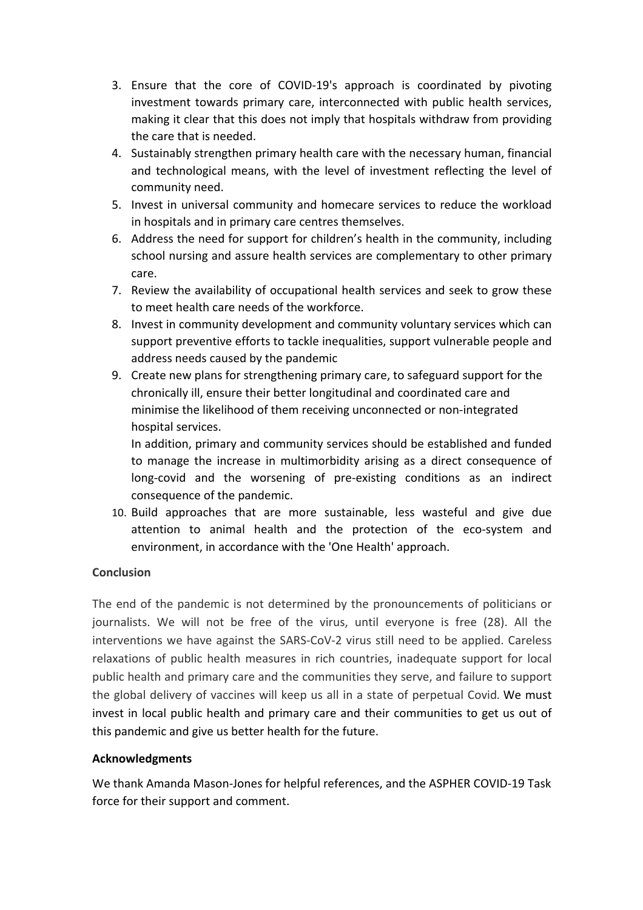3. Ensure that the core of COVID-19's approach is coordinated by pivoting investment towards primary care, interconnected with public health services, making it clear that this does not imply that hospitals withdraw from providing the care that is needed.
4. Sustainably strengthen primary health care with the necessary human, financial and technological means, with the level of investment reflecting the level of community need.
5. Invest in universal community and homecare services to reduce the workload in hospitals and in primary care centres themselves.
6. Address the need for support for children's health in the community, including school nursing and assure health services are complementary to other primary care.
7. Review the availability of occupational health services and seek to grow these to meet health care needs of the workforce.
8. Invest in community development and community voluntary services which can support preventive efforts to tackle inequalities, support vulnerable people and address needs caused by the pandemic
9. Create new plans for strengthening primary care, to safeguard support for the chronically ill, ensure their better longitudinal and coordinated care and minimise the likelihood of them receiving unconnected or non-integrated hospital services.

   In addition, primary and community services should be established and funded to manage the increase in multimorbidity arising as a direct consequence of long-covid and the worsening of pre-existing conditions as an indirect consequence of the pandemic.
10. Build approaches that are more sustainable, less wasteful and give due attention to animal health and the protection of the eco-system and environment, in accordance with the 'One Health' approach.

**Conclusion**

The end of the pandemic is not determined by the pronouncements of politicians or journalists. We will not be free of the virus, until everyone is free (28). All the interventions we have against the SARS-CoV-2 virus still need to be applied. Careless relaxations of public health measures in rich countries, inadequate support for local public health and primary care and the communities they serve, and failure to support the global delivery of vaccines will keep us all in a state of perpetual Covid. We must invest in local public health and primary care and their communities to get us out of this pandemic and give us better health for the future.

**Acknowledgments**

We thank Amanda Mason-Jones for helpful references, and the ASPHER COVID-19 Task force for their support and comment.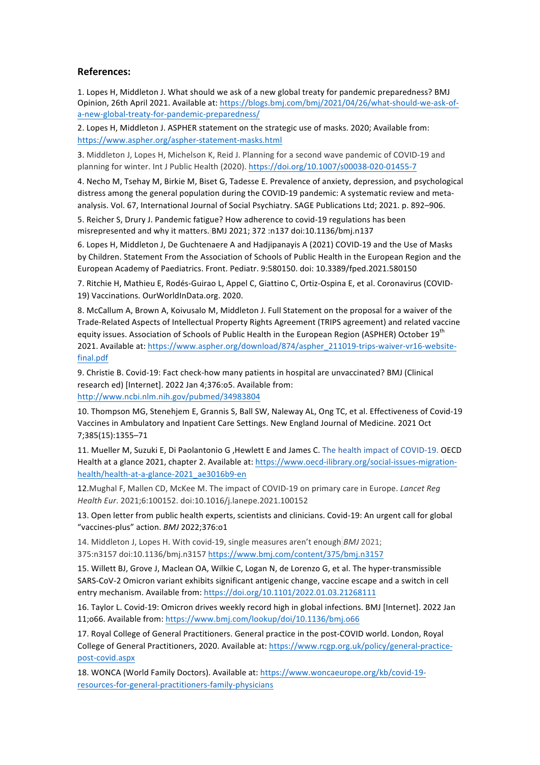### References:

1. Lopes H, Middleton J. What should we ask of a new global treaty for pandemic preparedness? BMJ Opinion, 26th April 2021. Available at: https://blogs.bmj.com/bmj/2021/04/26/what-should-we-ask-of-a-new-global-treaty-for-pandemic-preparedness/

2. Lopes H, Middleton J. ASPHER statement on the strategic use of masks. 2020; Available from: https://www.aspher.org/aspher-statement-masks.html

3. Middleton J, Lopes H, Michelson K, Reid J. Planning for a second wave pandemic of COVID-19 and planning for winter. Int J Public Health (2020). https://doi.org/10.1007/s00038-020-01455-7

4. Necho M, Tsehay M, Birkie M, Biset G, Tadesse E. Prevalence of anxiety, depression, and psychological distress among the general population during the COVID-19 pandemic: A systematic review and meta-analysis. Vol. 67, International Journal of Social Psychiatry. SAGE Publications Ltd; 2021. p. 892–906.

5. Reicher S, Drury J. Pandemic fatigue? How adherence to covid-19 regulations has been misrepresented and why it matters. BMJ 2021; 372 :n137 doi:10.1136/bmj.n137

6. Lopes H, Middleton J, De Guchtenaere A and Hadjipanayis A (2021) COVID-19 and the Use of Masks by Children. Statement From the Association of Schools of Public Health in the European Region and the European Academy of Paediatrics. Front. Pediatr. 9:580150. doi: 10.3389/fped.2021.580150

7. Ritchie H, Mathieu E, Rodés-Guirao L, Appel C, Giattino C, Ortiz-Ospina E, et al. Coronavirus (COVID-19) Vaccinations. OurWorldInData.org. 2020.

8. McCallum A, Brown A, Koivusalo M, Middleton J. Full Statement on the proposal for a waiver of the Trade-Related Aspects of Intellectual Property Rights Agreement (TRIPS agreement) and related vaccine equity issues. Association of Schools of Public Health in the European Region (ASPHER) October 19th 2021. Available at: https://www.aspher.org/download/874/aspher_211019-trips-waiver-vr16-website-final.pdf

9. Christie B. Covid-19: Fact check-how many patients in hospital are unvaccinated? BMJ (Clinical research ed) [Internet]. 2022 Jan 4;376:o5. Available from: http://www.ncbi.nlm.nih.gov/pubmed/34983804

10. Thompson MG, Stenehjem E, Grannis S, Ball SW, Naleway AL, Ong TC, et al. Effectiveness of Covid-19 Vaccines in Ambulatory and Inpatient Care Settings. New England Journal of Medicine. 2021 Oct 7;385(15):1355–71

11. Mueller M, Suzuki E, Di Paolantonio G ,Hewlett E and James C. The health impact of COVID-19. OECD Health at a glance 2021, chapter 2. Available at: https://www.oecd-ilibrary.org/social-issues-migration-health/health-at-a-glance-2021_ae3016b9-en

12. Mughal F, Mallen CD, McKee M. The impact of COVID-19 on primary care in Europe. *Lancet Reg Health Eur*. 2021;6:100152. doi:10.1016/j.lanepe.2021.100152

13. Open letter from public health experts, scientists and clinicians. Covid-19: An urgent call for global "vaccines-plus" action. *BMJ* 2022;376:o1

14. Middleton J, Lopes H. With covid-19, single measures aren't enough *BMJ* 2021; 375:n3157 doi:10.1136/bmj.n3157 https://www.bmj.com/content/375/bmj.n3157

15. Willett BJ, Grove J, Maclean OA, Wilkie C, Logan N, de Lorenzo G, et al. The hyper-transmissible SARS-CoV-2 Omicron variant exhibits significant antigenic change, vaccine escape and a switch in cell entry mechanism. Available from: https://doi.org/10.1101/2022.01.03.21268111

16. Taylor L. Covid-19: Omicron drives weekly record high in global infections. BMJ [Internet]. 2022 Jan 11;o66. Available from: https://www.bmj.com/lookup/doi/10.1136/bmj.o66

17. Royal College of General Practitioners. General practice in the post-COVID world. London, Royal College of General Practitioners, 2020. Available at: https://www.rcgp.org.uk/policy/general-practice-post-covid.aspx

18. WONCA (World Family Doctors). Available at: https://www.woncaeurope.org/kb/covid-19-resources-for-general-practitioners-family-physicians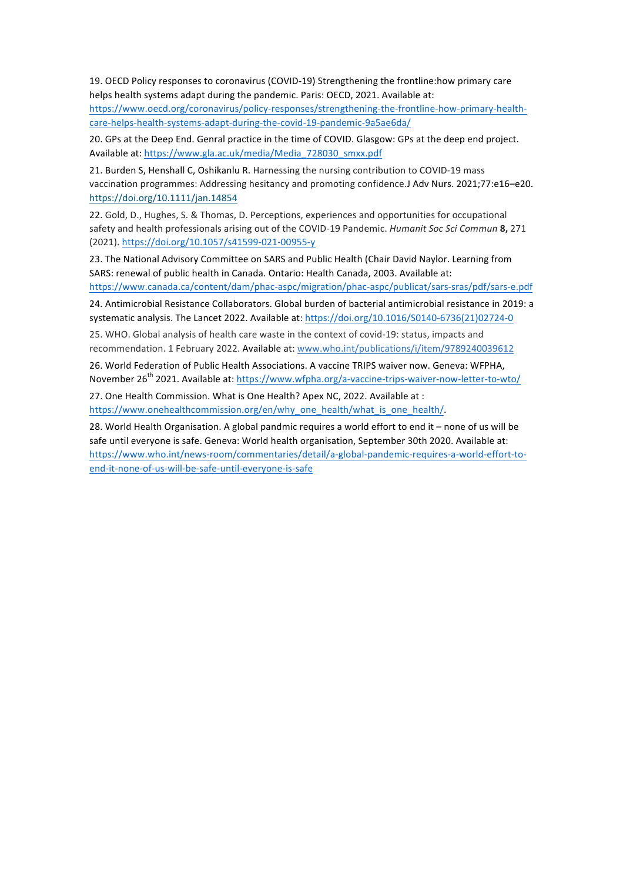19. OECD Policy responses to coronavirus (COVID-19) Strengthening the frontline:how primary care helps health systems adapt during the pandemic. Paris: OECD, 2021. Available at: https://www.oecd.org/coronavirus/policy-responses/strengthening-the-frontline-how-primary-health-care-helps-health-systems-adapt-during-the-covid-19-pandemic-9a5ae6da/

20. GPs at the Deep End. Genral practice in the time of COVID. Glasgow: GPs at the deep end project. Available at: https://www.gla.ac.uk/media/Media_728030_smxx.pdf

21. Burden S, Henshall C, Oshikanlu R. Harnessing the nursing contribution to COVID-19 mass vaccination programmes: Addressing hesitancy and promoting confidence.J Adv Nurs. 2021;77:e16–e20. https://doi.org/10.1111/jan.14854

22. Gold, D., Hughes, S. & Thomas, D. Perceptions, experiences and opportunities for occupational safety and health professionals arising out of the COVID-19 Pandemic. *Humanit Soc Sci Commun* **8,** 271 (2021). https://doi.org/10.1057/s41599-021-00955-y

23. The National Advisory Committee on SARS and Public Health (Chair David Naylor. Learning from SARS: renewal of public health in Canada. Ontario: Health Canada, 2003. Available at: https://www.canada.ca/content/dam/phac-aspc/migration/phac-aspc/publicat/sars-sras/pdf/sars-e.pdf

24. Antimicrobial Resistance Collaborators. Global burden of bacterial antimicrobial resistance in 2019: a systematic analysis. The Lancet 2022. Available at: https://doi.org/10.1016/S0140-6736(21)02724-0

25. WHO. Global analysis of health care waste in the context of covid-19: status, impacts and recommendation. 1 February 2022. Available at: www.who.int/publications/i/item/9789240039612

26. World Federation of Public Health Associations. A vaccine TRIPS waiver now. Geneva: WFPHA, November 26th 2021. Available at: https://www.wfpha.org/a-vaccine-trips-waiver-now-letter-to-wto/

27. One Health Commission. What is One Health? Apex NC, 2022. Available at : https://www.onehealthcommission.org/en/why_one_health/what_is_one_health/.

28. World Health Organisation. A global pandmic requires a world effort to end it – none of us will be safe until everyone is safe. Geneva: World health organisation, September 30th 2020. Available at: https://www.who.int/news-room/commentaries/detail/a-global-pandemic-requires-a-world-effort-to-end-it-none-of-us-will-be-safe-until-everyone-is-safe